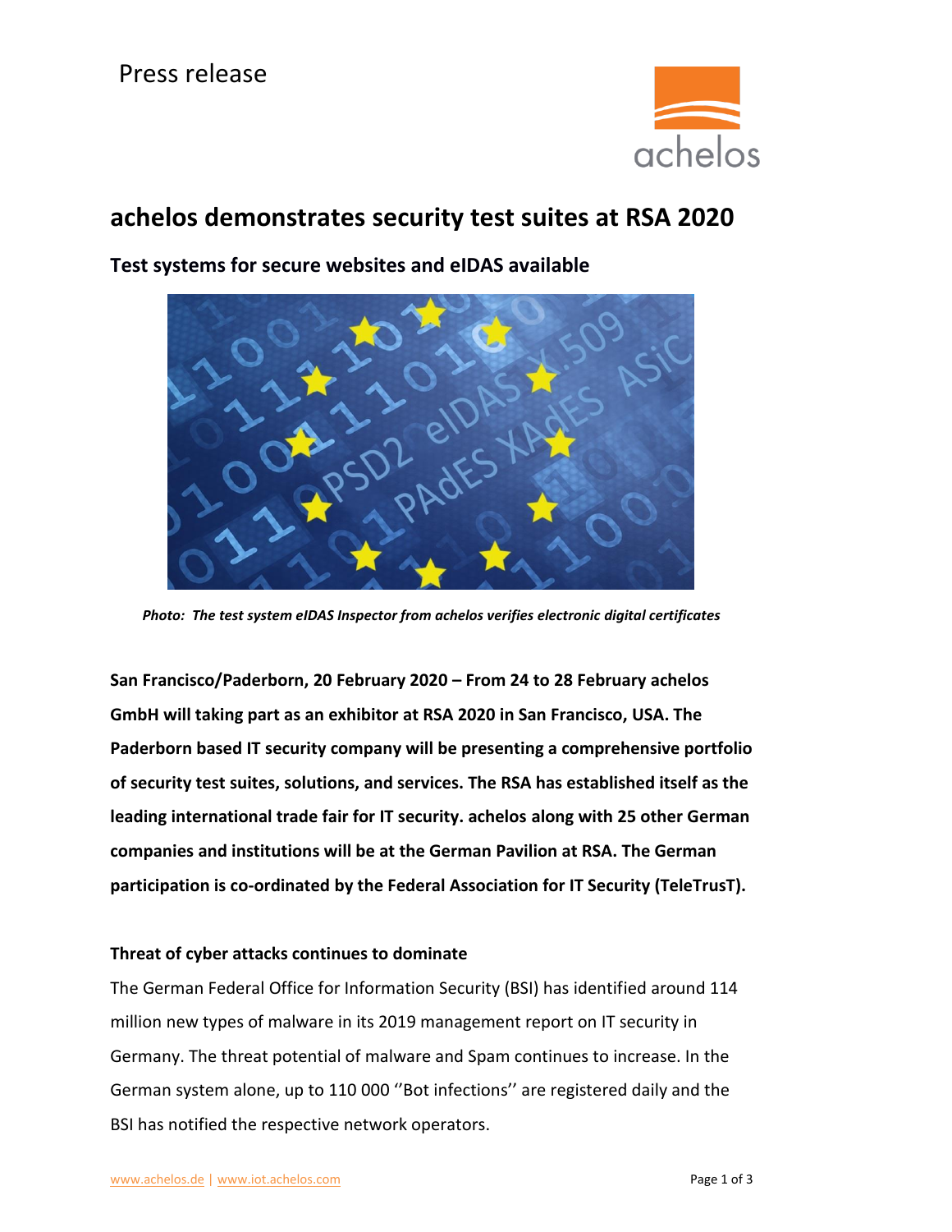# achelos demonstrates security test suites at RSA 2020

## Test systems for secure websites and eIDAS available

*Photo: The test system eIDAS Inspector from achelos verifies electronic digital certificates*

**San Francisco/Paderborn, 20 February 2020 – From 24 to 28 February achelos GmbH will taking part as an exhibitor at RSA 2020 in San Francisco, USA. The Paderborn based IT security company will be presenting a comprehensive portfolio of security test suites, solutions, and services. The RSA has established itself as the leading international trade fair for IT security. achelos along with 25 other German companies and institutions will be at the German Pavilion at RSA. The German participation is co-ordinated by the Federal Association for IT Security (TeleTrusT).**

**Threat of cyber attacks continues to dominate**

The German Federal Office for Information Security (BSI) has identified around 114 million new types of malware in its 2019 management report on IT security in Germany. The threat potential of malware and Spam continues to increase. In the German system alone, up to 110 000 ''Bot infections'' are registered daily and the BSI has notified the respective network operators.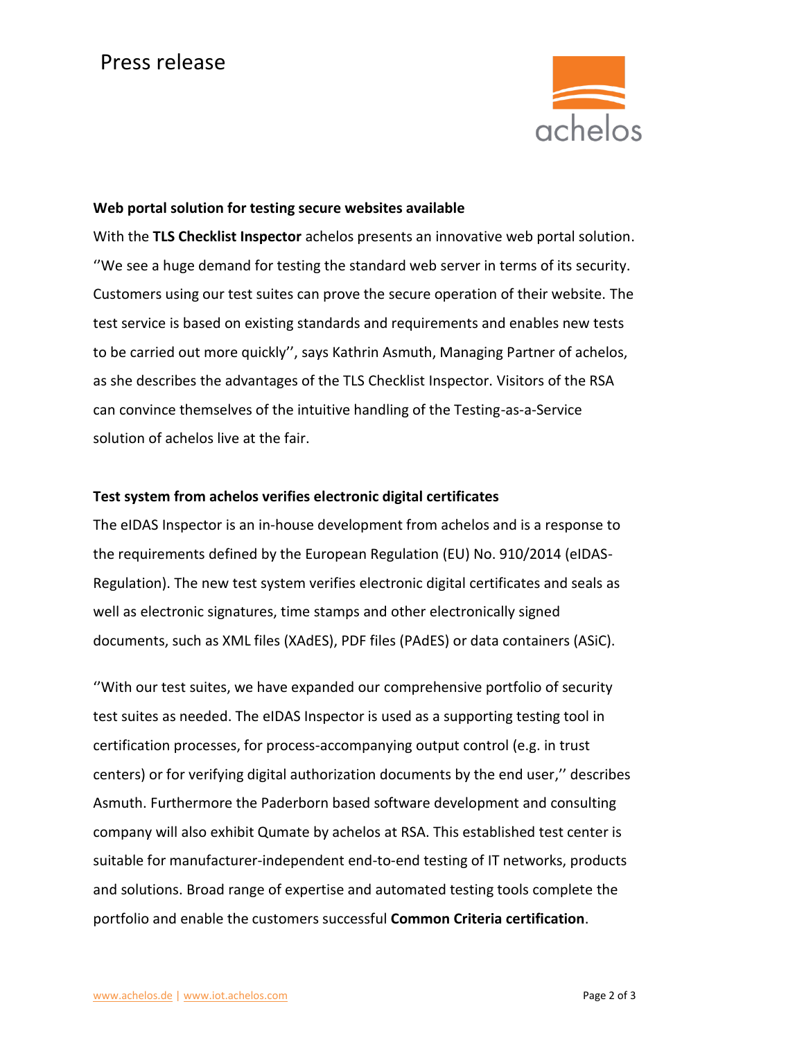**Web portal solution for testing secure websites available**

With the **TLS Checklist Inspector** achelos presents an innovative web portal solution. ''We see a huge demand for testing the standard web server in terms of its security. Customers using our test suites can prove the secure operation of their website. The test service is based on existing standards and requirements and enables new tests to be carried out more quickly'', says Kathrin Asmuth, Managing Partner of achelos, as she describes the advantages of the TLS Checklist Inspector. Visitors of the RSA can convince themselves of the intuitive handling of the Testing-as-a-Service solution of achelos live at the fair.

**Test system from achelos verifies electronic digital certificates**

The eIDAS Inspector is an in-house development from achelos and is a response to the requirements defined by the European Regulation (EU) No. 910/2014 (eIDAS-Regulation). The new test system verifies electronic digital certificates and seals as well as electronic signatures, time stamps and other electronically signed documents, such as XML files (XAdES), PDF files (PAdES) or data containers (ASiC).

''With our test suites, we have expanded our comprehensive portfolio of security test suites as needed. The eIDAS Inspector is used as a supporting testing tool in certification processes, for process-accompanying output control (e.g. in trust centers) or for verifying digital authorization documents by the end user,'' describes Asmuth. Furthermore the Paderborn based software development and consulting company will also exhibit Qumate by achelos at RSA. This established test center is suitable for manufacturer-independent end-to-end testing of IT networks, products and solutions. Broad range of expertise and automated testing tools complete the portfolio and enable the customers successful **Common Criteria certification**.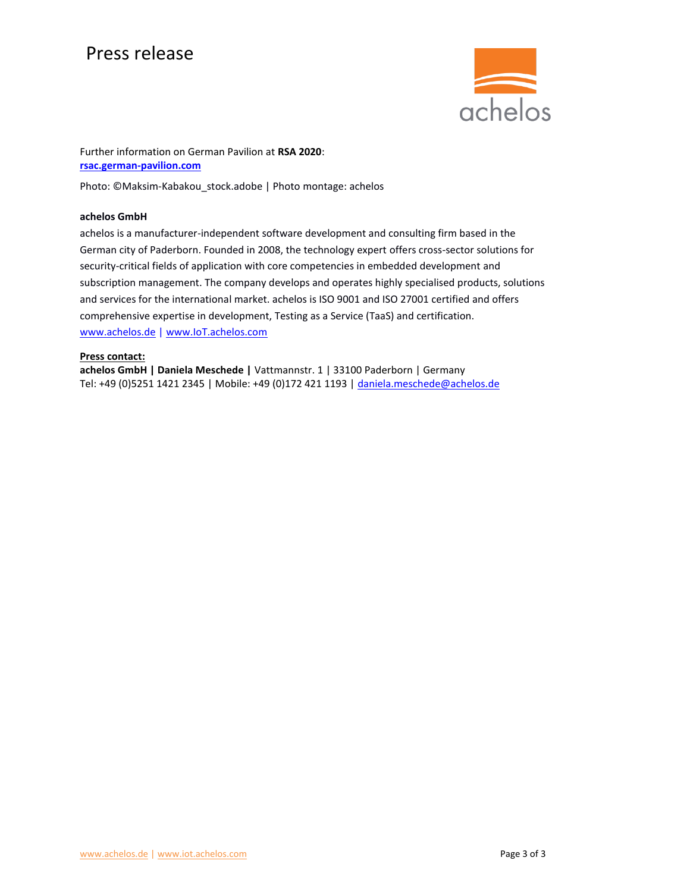Further information on German Pavilion at **RSA 2020**:
**rsac.german-pavilion.com**

Photo: ©Maksim-Kabakou_stock.adobe | Photo montage: achelos

**achelos GmbH**

achelos is a manufacturer-independent software development and consulting firm based in the German city of Paderborn. Founded in 2008, the technology expert offers cross-sector solutions for security-critical fields of application with core competencies in embedded development and subscription management. The company develops and operates highly specialised products, solutions and services for the international market. achelos is ISO 9001 and ISO 27001 certified and offers comprehensive expertise in development, Testing as a Service (TaaS) and certification.
www.achelos.de | www.IoT.achelos.com

**Press contact:**
**achelos GmbH | Daniela Meschede |** Vattmannstr. 1 | 33100 Paderborn | Germany
Tel: +49 (0)5251 1421 2345 | Mobile: +49 (0)172 421 1193 | daniela.meschede@achelos.de